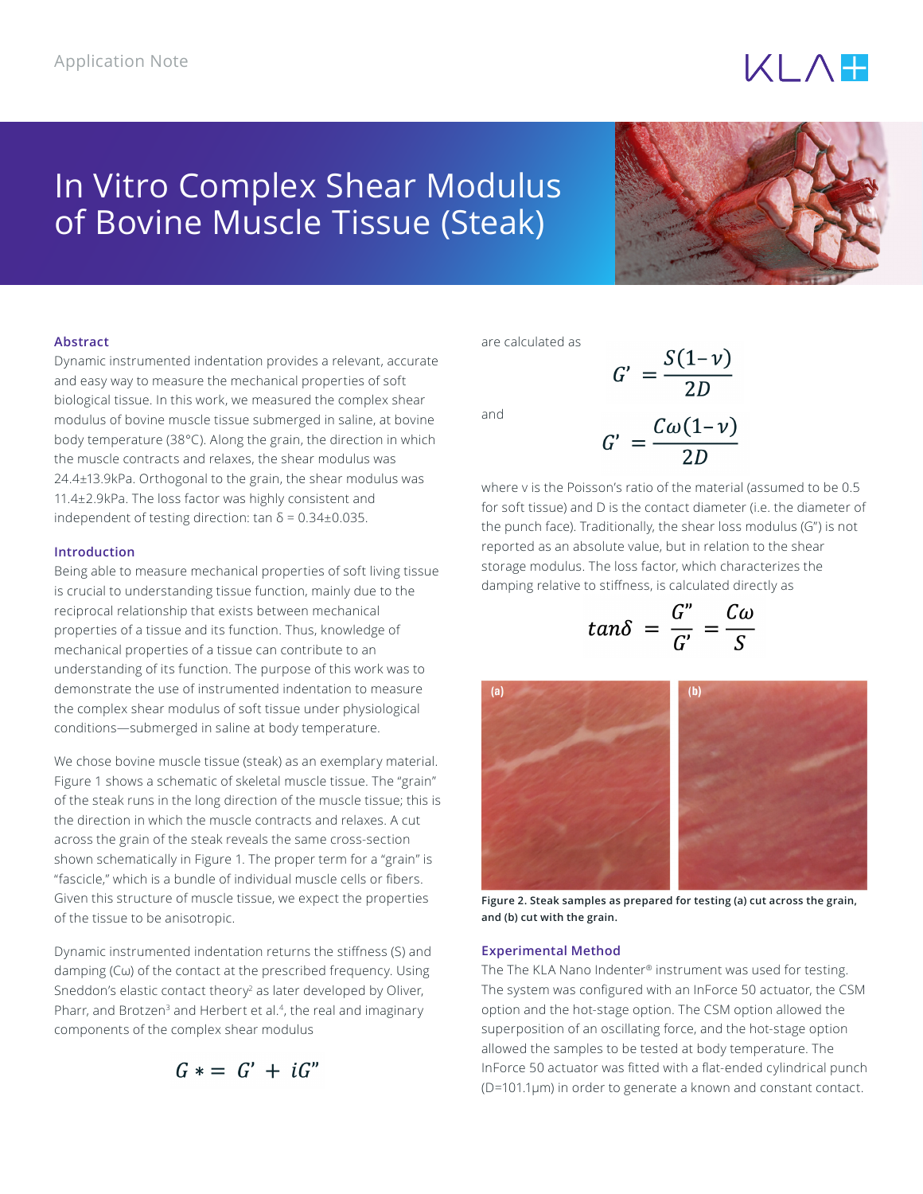Application Note

# In Vitro Complex Shear Modulus of Bovine Muscle Tissue (Steak)

### Abstract

Dynamic instrumented indentation provides a relevant, accurate and easy way to measure the mechanical properties of soft biological tissue. In this work, we measured the complex shear modulus of bovine muscle tissue submerged in saline, at bovine body temperature (38°C). Along the grain, the direction in which the muscle contracts and relaxes, the shear modulus was 24.4±13.9kPa. Orthogonal to the grain, the shear modulus was 11.4±2.9kPa. The loss factor was highly consistent and independent of testing direction: tan δ = 0.34±0.035.

### Introduction

Being able to measure mechanical properties of soft living tissue is crucial to understanding tissue function, mainly due to the reciprocal relationship that exists between mechanical properties of a tissue and its function. Thus, knowledge of mechanical properties of a tissue can contribute to an understanding of its function. The purpose of this work was to demonstrate the use of instrumented indentation to measure the complex shear modulus of soft tissue under physiological conditions—submerged in saline at body temperature.

We chose bovine muscle tissue (steak) as an exemplary material. Figure 1 shows a schematic of skeletal muscle tissue. The "grain" of the steak runs in the long direction of the muscle tissue; this is the direction in which the muscle contracts and relaxes. A cut across the grain of the steak reveals the same cross-section shown schematically in Figure 1. The proper term for a "grain" is "fascicle," which is a bundle of individual muscle cells or fibers. Given this structure of muscle tissue, we expect the properties of the tissue to be anisotropic.

Dynamic instrumented indentation returns the stiffness (S) and damping (Cω) of the contact at the prescribed frequency. Using Sneddon's elastic contact theory[2] as later developed by Oliver, Pharr, and Brotzen[3] and Herbert et al.[4], the real and imaginary components of the complex shear modulus

$$G* = G' + iG''$$

are calculated as

$$G' = \frac{S(1-\nu)}{2D}$$

and

$$G' = \frac{C\omega(1-\nu)}{2D}$$

where ν is the Poisson's ratio of the material (assumed to be 0.5 for soft tissue) and D is the contact diameter (i.e. the diameter of the punch face). Traditionally, the shear loss modulus (G") is not reported as an absolute value, but in relation to the shear storage modulus. The loss factor, which characterizes the damping relative to stiffness, is calculated directly as

$$tan\delta = \frac{G''}{G'} = \frac{C\omega}{S}$$

Figure 2. Steak samples as prepared for testing (a) cut across the grain, and (b) cut with the grain.

### Experimental Method

The The KLA Nano Indenter® instrument was used for testing. The system was configured with an InForce 50 actuator, the CSM option and the hot-stage option. The CSM option allowed the superposition of an oscillating force, and the hot-stage option allowed the samples to be tested at body temperature. The InForce 50 actuator was fitted with a flat-ended cylindrical punch (D=101.1μm) in order to generate a known and constant contact.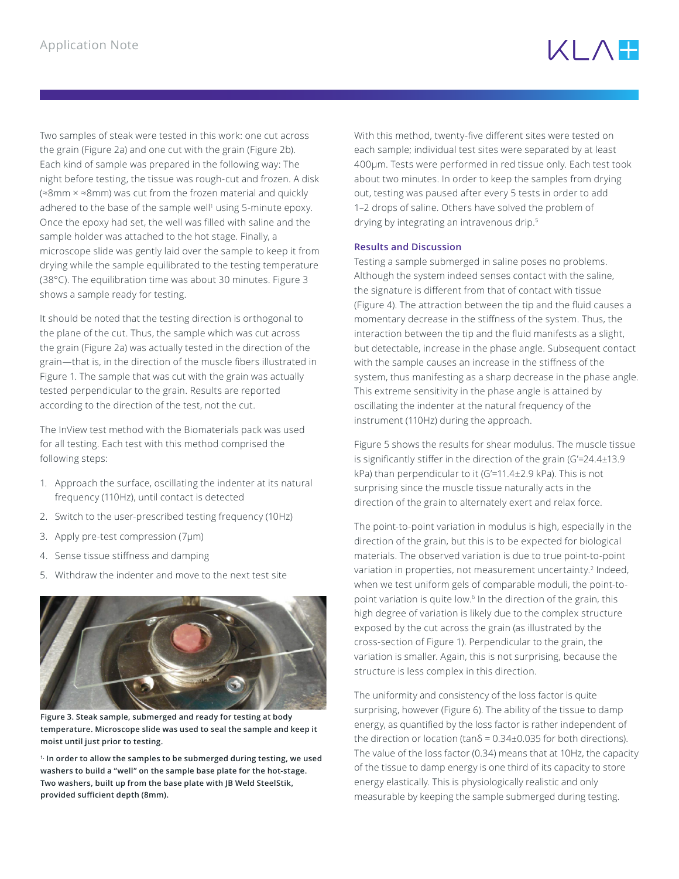Two samples of steak were tested in this work: one cut across the grain (Figure 2a) and one cut with the grain (Figure 2b). Each kind of sample was prepared in the following way: The night before testing, the tissue was rough-cut and frozen. A disk (≈8mm × ≈8mm) was cut from the frozen material and quickly adhered to the base of the sample well[1] using 5-minute epoxy. Once the epoxy had set, the well was filled with saline and the sample holder was attached to the hot stage. Finally, a microscope slide was gently laid over the sample to keep it from drying while the sample equilibrated to the testing temperature (38°C). The equilibration time was about 30 minutes. Figure 3 shows a sample ready for testing.

It should be noted that the testing direction is orthogonal to the plane of the cut. Thus, the sample which was cut across the grain (Figure 2a) was actually tested in the direction of the grain—that is, in the direction of the muscle fibers illustrated in Figure 1. The sample that was cut with the grain was actually tested perpendicular to the grain. Results are reported according to the direction of the test, not the cut.

The InView test method with the Biomaterials pack was used for all testing. Each test with this method comprised the following steps:

1. Approach the surface, oscillating the indenter at its natural frequency (110Hz), until contact is detected
2. Switch to the user-prescribed testing frequency (10Hz)
3. Apply pre-test compression (7μm)
4. Sense tissue stiffness and damping
5. Withdraw the indenter and move to the next test site

**Figure 3. Steak sample, submerged and ready for testing at body temperature. Microscope slide was used to seal the sample and keep it moist until just prior to testing.**

**[1] In order to allow the samples to be submerged during testing, we used washers to build a "well" on the sample base plate for the hot-stage. Two washers, built up from the base plate with JB Weld SteelStik, provided sufficient depth (8mm).**

With this method, twenty-five different sites were tested on each sample; individual test sites were separated by at least 400μm. Tests were performed in red tissue only. Each test took about two minutes. In order to keep the samples from drying out, testing was paused after every 5 tests in order to add 1–2 drops of saline. Others have solved the problem of drying by integrating an intravenous drip.[5]

## Results and Discussion

Testing a sample submerged in saline poses no problems. Although the system indeed senses contact with the saline, the signature is different from that of contact with tissue (Figure 4). The attraction between the tip and the fluid causes a momentary decrease in the stiffness of the system. Thus, the interaction between the tip and the fluid manifests as a slight, but detectable, increase in the phase angle. Subsequent contact with the sample causes an increase in the stiffness of the system, thus manifesting as a sharp decrease in the phase angle. This extreme sensitivity in the phase angle is attained by oscillating the indenter at the natural frequency of the instrument (110Hz) during the approach.

Figure 5 shows the results for shear modulus. The muscle tissue is significantly stiffer in the direction of the grain ($G'$=24.4±13.9 kPa) than perpendicular to it ($G'$=11.4±2.9 kPa). This is not surprising since the muscle tissue naturally acts in the direction of the grain to alternately exert and relax force.

The point-to-point variation in modulus is high, especially in the direction of the grain, but this is to be expected for biological materials. The observed variation is due to true point-to-point variation in properties, not measurement uncertainty.[2] Indeed, when we test uniform gels of comparable moduli, the point-to-point variation is quite low.[6] In the direction of the grain, this high degree of variation is likely due to the complex structure exposed by the cut across the grain (as illustrated by the cross-section of Figure 1). Perpendicular to the grain, the variation is smaller. Again, this is not surprising, because the structure is less complex in this direction.

The uniformity and consistency of the loss factor is quite surprising, however (Figure 6). The ability of the tissue to damp energy, as quantified by the loss factor is rather independent of the direction or location ($\tan\delta$ = 0.34±0.035 for both directions). The value of the loss factor (0.34) means that at 10Hz, the capacity of the tissue to damp energy is one third of its capacity to store energy elastically. This is physiologically realistic and only measurable by keeping the sample submerged during testing.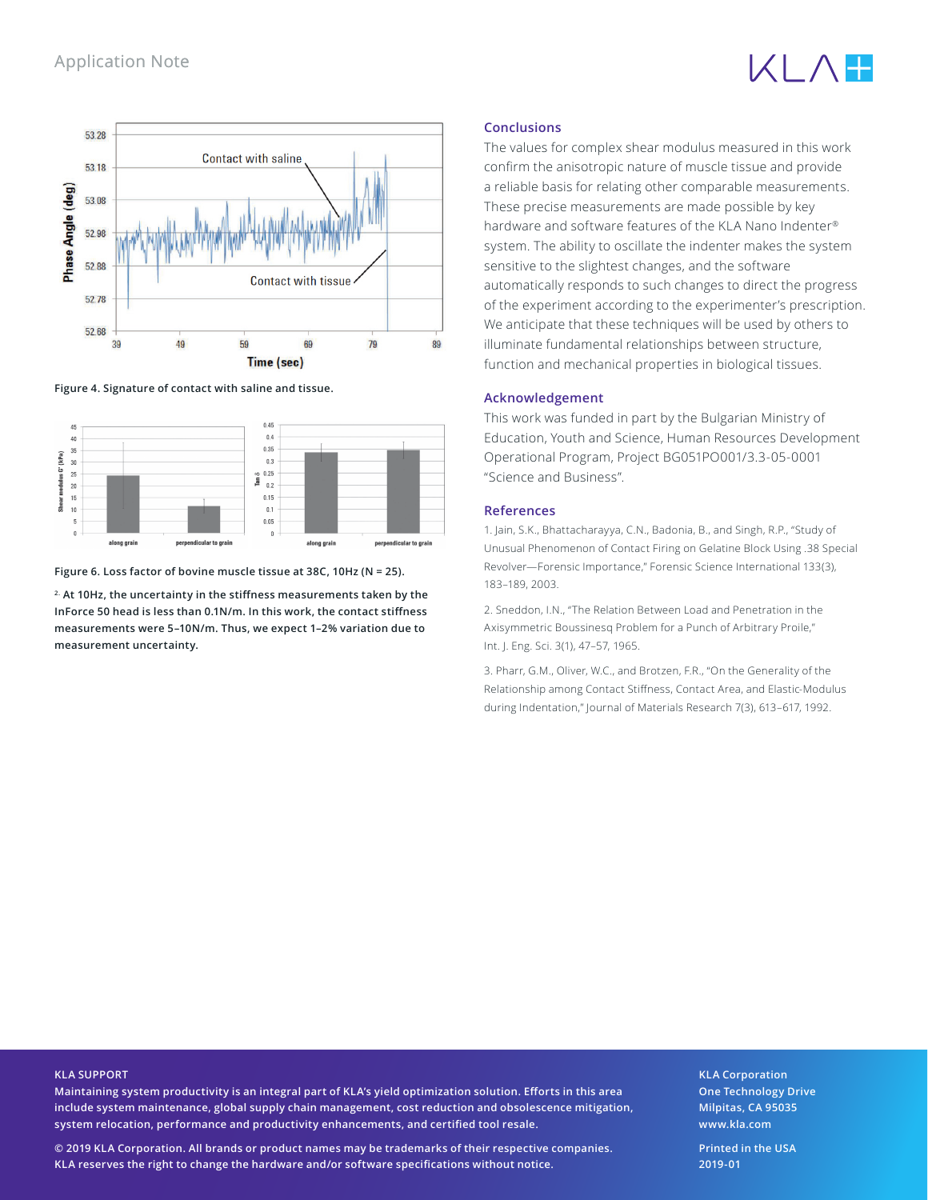Phase Angle (deg)

53.28
53.18
53.08
52.98
52.88
52.78
52.68

39 49 59 69 79 89

Time (sec)

Contact with saline

Contact with tissue

Figure 4. Signature of contact with saline and tissue.

Shear modulus G' (kPa)

45
40
35
30
25
20
15
10
5
0

along grain
perpendicular to grain

Tan δ

0.45
0.4
0.35
0.3
0.25
0.2
0.15
0.1
0.05
0

along grain
perpendicular to grain

Figure 6. Loss factor of bovine muscle tissue at 38C, 10Hz (N = 25).

[2] At 10Hz, the uncertainty in the stiffness measurements taken by the InForce 50 head is less than 0.1N/m. In this work, the contact stiffness measurements were 5–10N/m. Thus, we expect 1–2% variation due to measurement uncertainty.

## Conclusions

The values for complex shear modulus measured in this work confirm the anisotropic nature of muscle tissue and provide a reliable basis for relating other comparable measurements. These precise measurements are made possible by key hardware and software features of the KLA Nano Indenter® system. The ability to oscillate the indenter makes the system sensitive to the slightest changes, and the software automatically responds to such changes to direct the progress of the experiment according to the experimenter's prescription. We anticipate that these techniques will be used by others to illuminate fundamental relationships between structure, function and mechanical properties in biological tissues.

## Acknowledgement

This work was funded in part by the Bulgarian Ministry of Education, Youth and Science, Human Resources Development Operational Program, Project BG051PO001/3.3-05-0001 "Science and Business".

## References

1. Jain, S.K., Bhattacharayya, C.N., Badonia, B., and Singh, R.P., "Study of Unusual Phenomenon of Contact Firing on Gelatine Block Using .38 Special Revolver—Forensic Importance," Forensic Science International 133(3), 183–189, 2003.

2. Sneddon, I.N., "The Relation Between Load and Penetration in the Axisymmetric Boussinesq Problem for a Punch of Arbitrary Proile," Int. J. Eng. Sci. 3(1), 47–57, 1965.

3. Pharr, G.M., Oliver, W.C., and Brotzen, F.R., "On the Generality of the Relationship among Contact Stiffness, Contact Area, and Elastic-Modulus during Indentation," Journal of Materials Research 7(3), 613–617, 1992.

**KLA SUPPORT**

**Maintaining system productivity is an integral part of KLA's yield optimization solution. Efforts in this area include system maintenance, global supply chain management, cost reduction and obsolescence mitigation, system relocation, performance and productivity enhancements, and certified tool resale.**

**© 2019 KLA Corporation. All brands or product names may be trademarks of their respective companies. KLA reserves the right to change the hardware and/or software specifications without notice.**

**KLA Corporation**
**One Technology Drive**
**Milpitas, CA 95035**
**www.kla.com**

**Printed in the USA**
**2019-01**